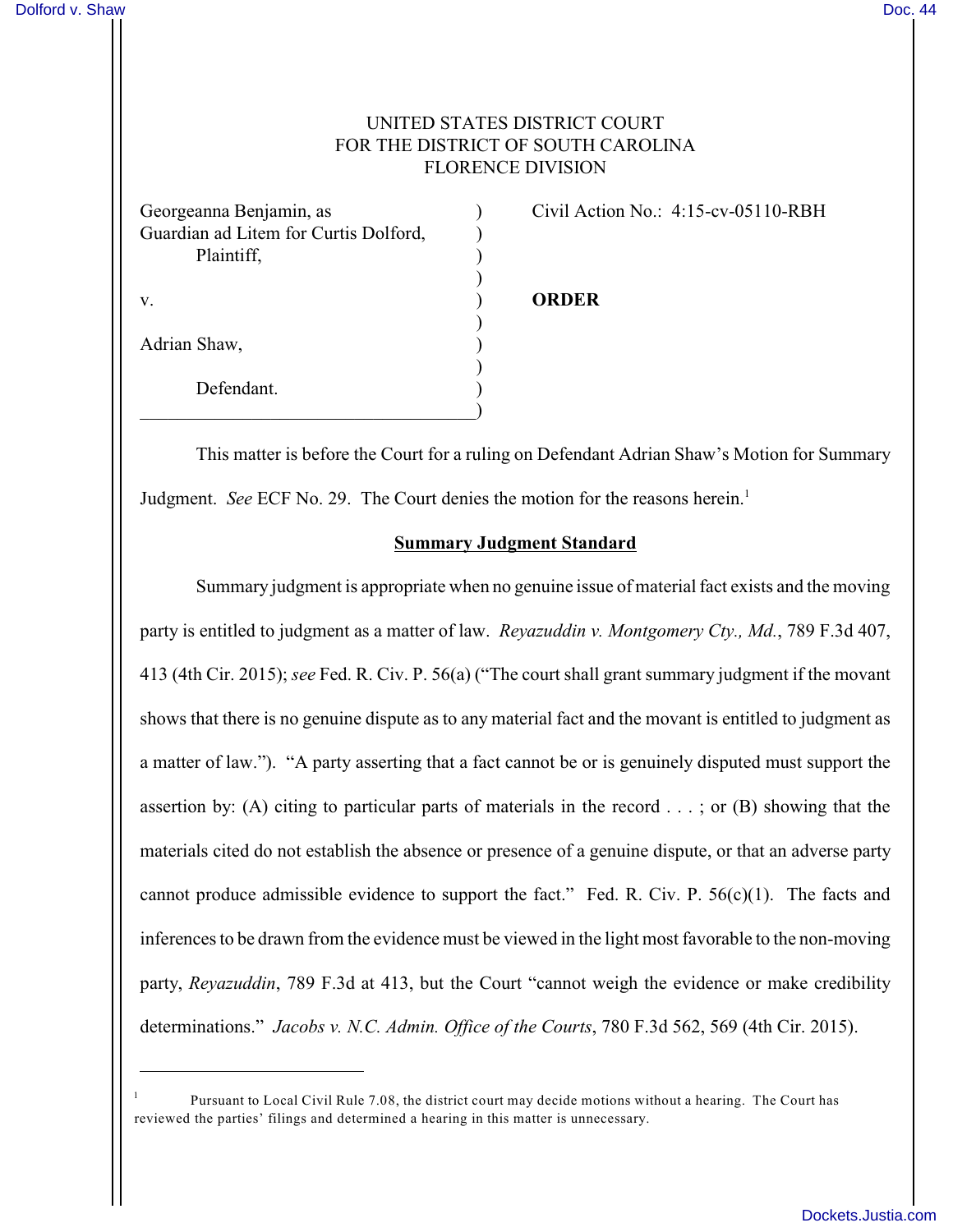UNITED STATES DISTRICT COURT
FOR THE DISTRICT OF SOUTH CAROLINA
FLORENCE DIVISION

| | |
|---|---|
| Georgeanna Benjamin, as Guardian ad Litem for Curtis Dolford, Plaintiff, | Civil Action No.: 4:15-cv-05110-RBH |
| v. | **ORDER** |
| Adrian Shaw, Defendant. | |

This matter is before the Court for a ruling on Defendant Adrian Shaw's Motion for Summary Judgment. *See* ECF No. 29. The Court denies the motion for the reasons herein.[1]

## Summary Judgment Standard

Summary judgment is appropriate when no genuine issue of material fact exists and the moving party is entitled to judgment as a matter of law. *Reyazuddin v. Montgomery Cty., Md.*, 789 F.3d 407, 413 (4th Cir. 2015); *see* Fed. R. Civ. P. 56(a) ("The court shall grant summary judgment if the movant shows that there is no genuine dispute as to any material fact and the movant is entitled to judgment as a matter of law."). "A party asserting that a fact cannot be or is genuinely disputed must support the assertion by: (A) citing to particular parts of materials in the record . . . ; or (B) showing that the materials cited do not establish the absence or presence of a genuine dispute, or that an adverse party cannot produce admissible evidence to support the fact." Fed. R. Civ. P. 56(c)(1). The facts and inferences to be drawn from the evidence must be viewed in the light most favorable to the non-moving party, *Reyazuddin*, 789 F.3d at 413, but the Court "cannot weigh the evidence or make credibility determinations." *Jacobs v. N.C. Admin. Office of the Courts*, 780 F.3d 562, 569 (4th Cir. 2015).

---

[1] Pursuant to Local Civil Rule 7.08, the district court may decide motions without a hearing. The Court has reviewed the parties' filings and determined a hearing in this matter is unnecessary.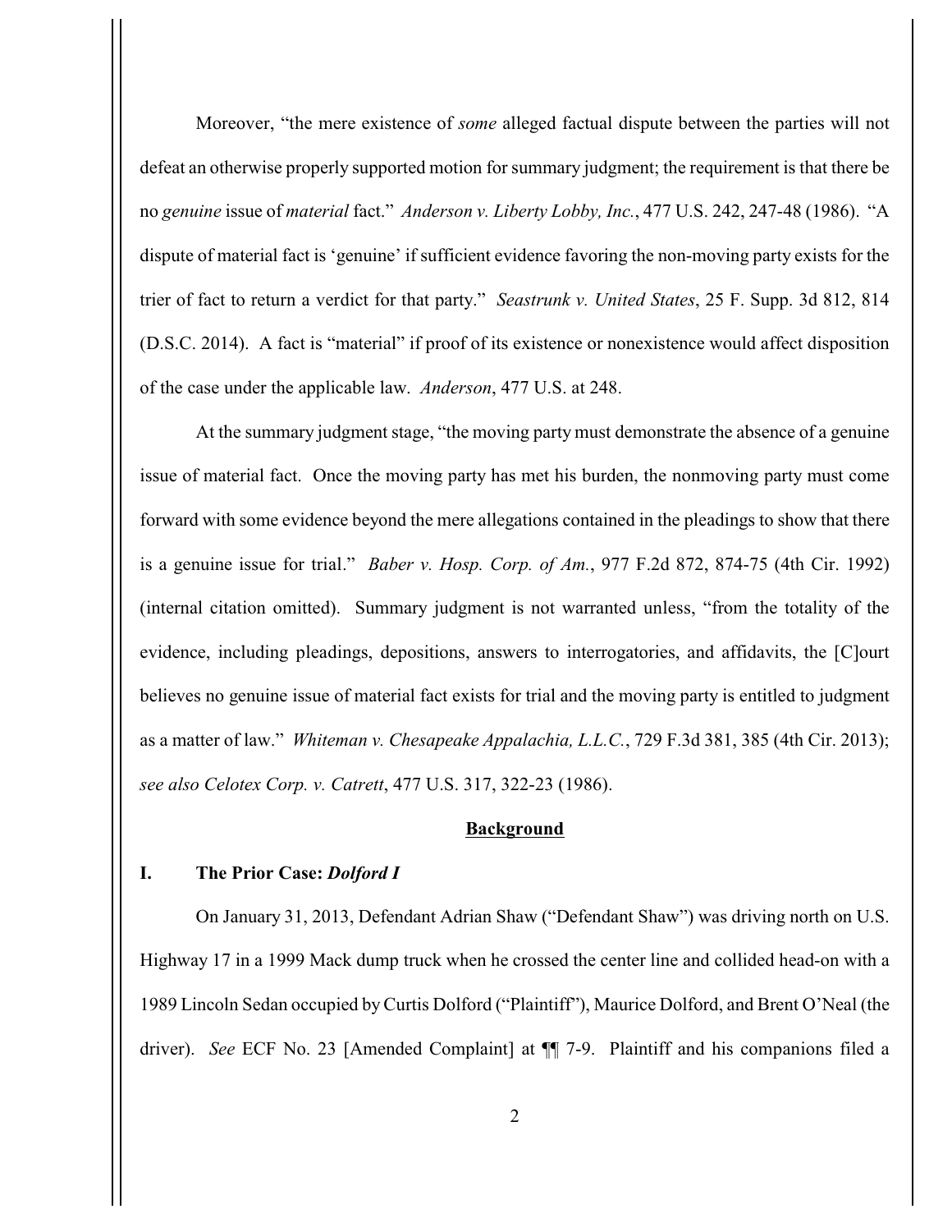Moreover, "the mere existence of *some* alleged factual dispute between the parties will not defeat an otherwise properly supported motion for summary judgment; the requirement is that there be no *genuine* issue of *material* fact." *Anderson v. Liberty Lobby, Inc.*, 477 U.S. 242, 247-48 (1986). "A dispute of material fact is 'genuine' if sufficient evidence favoring the non-moving party exists for the trier of fact to return a verdict for that party." *Seastrunk v. United States*, 25 F. Supp. 3d 812, 814 (D.S.C. 2014). A fact is "material" if proof of its existence or nonexistence would affect disposition of the case under the applicable law. *Anderson*, 477 U.S. at 248.

At the summary judgment stage, "the moving party must demonstrate the absence of a genuine issue of material fact. Once the moving party has met his burden, the nonmoving party must come forward with some evidence beyond the mere allegations contained in the pleadings to show that there is a genuine issue for trial." *Baber v. Hosp. Corp. of Am.*, 977 F.2d 872, 874-75 (4th Cir. 1992) (internal citation omitted). Summary judgment is not warranted unless, "from the totality of the evidence, including pleadings, depositions, answers to interrogatories, and affidavits, the [C]ourt believes no genuine issue of material fact exists for trial and the moving party is entitled to judgment as a matter of law." *Whiteman v. Chesapeake Appalachia, L.L.C.*, 729 F.3d 381, 385 (4th Cir. 2013); *see also Celotex Corp. v. Catrett*, 477 U.S. 317, 322-23 (1986).

## Background

### I. The Prior Case: *Dolford I*

On January 31, 2013, Defendant Adrian Shaw ("Defendant Shaw") was driving north on U.S. Highway 17 in a 1999 Mack dump truck when he crossed the center line and collided head-on with a 1989 Lincoln Sedan occupied by Curtis Dolford ("Plaintiff"), Maurice Dolford, and Brent O'Neal (the driver). *See* ECF No. 23 [Amended Complaint] at ¶¶ 7-9. Plaintiff and his companions filed a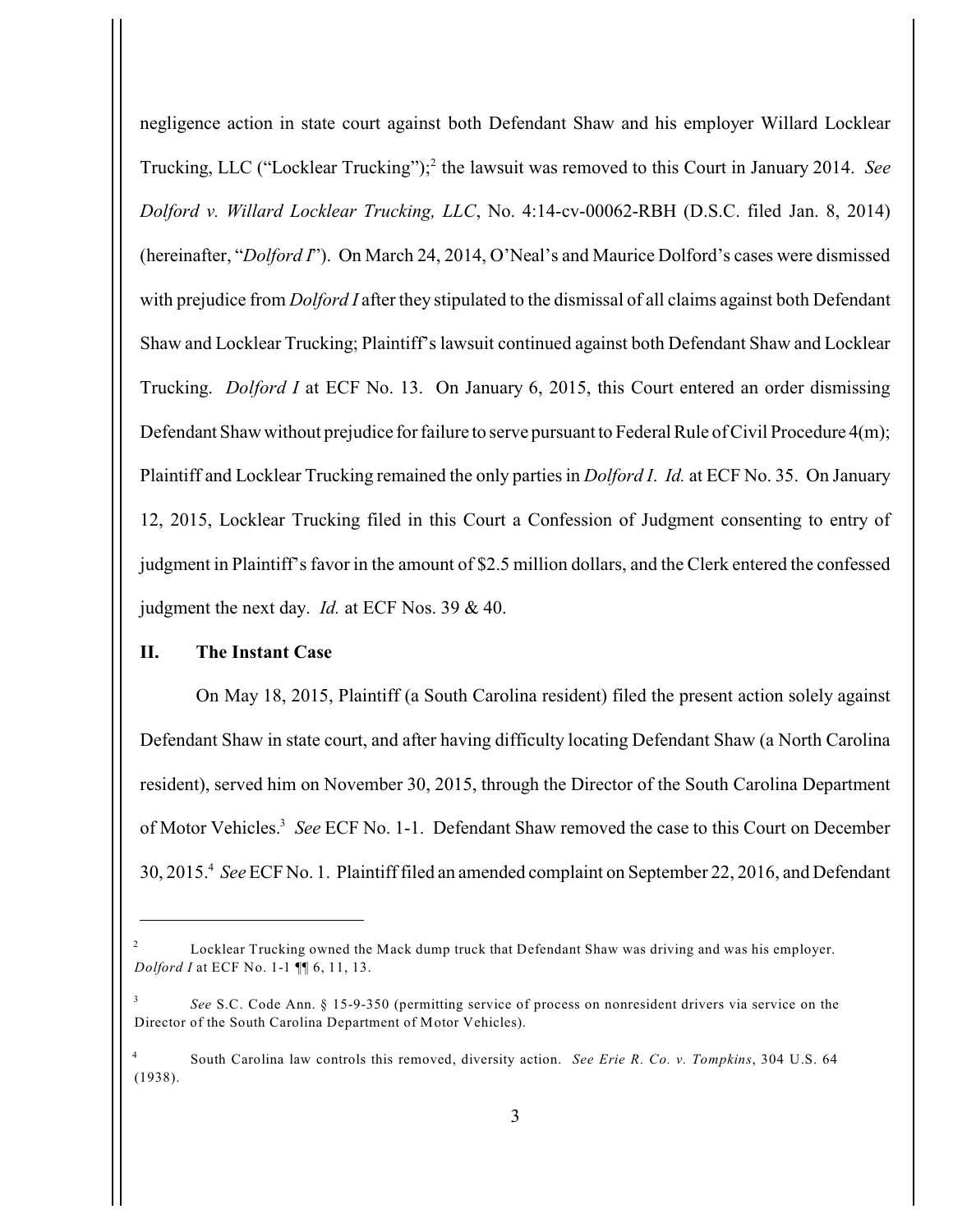negligence action in state court against both Defendant Shaw and his employer Willard Locklear Trucking, LLC ("Locklear Trucking");[2] the lawsuit was removed to this Court in January 2014. *See Dolford v. Willard Locklear Trucking, LLC*, No. 4:14-cv-00062-RBH (D.S.C. filed Jan. 8, 2014) (hereinafter, "*Dolford I*"). On March 24, 2014, O'Neal's and Maurice Dolford's cases were dismissed with prejudice from *Dolford I* after they stipulated to the dismissal of all claims against both Defendant Shaw and Locklear Trucking; Plaintiff's lawsuit continued against both Defendant Shaw and Locklear Trucking. *Dolford I* at ECF No. 13. On January 6, 2015, this Court entered an order dismissing Defendant Shaw without prejudice for failure to serve pursuant to Federal Rule of Civil Procedure 4(m); Plaintiff and Locklear Trucking remained the only parties in *Dolford I*. *Id.* at ECF No. 35. On January 12, 2015, Locklear Trucking filed in this Court a Confession of Judgment consenting to entry of judgment in Plaintiff's favor in the amount of $2.5 million dollars, and the Clerk entered the confessed judgment the next day. *Id.* at ECF Nos. 39 & 40.

## II. The Instant Case

On May 18, 2015, Plaintiff (a South Carolina resident) filed the present action solely against Defendant Shaw in state court, and after having difficulty locating Defendant Shaw (a North Carolina resident), served him on November 30, 2015, through the Director of the South Carolina Department of Motor Vehicles.[3] *See* ECF No. 1-1. Defendant Shaw removed the case to this Court on December 30, 2015.[4] *See* ECF No. 1. Plaintiff filed an amended complaint on September 22, 2016, and Defendant

---

[2] Locklear Trucking owned the Mack dump truck that Defendant Shaw was driving and was his employer. *Dolford I* at ECF No. 1-1 ¶¶ 6, 11, 13.

[3] *See* S.C. Code Ann. § 15-9-350 (permitting service of process on nonresident drivers via service on the Director of the South Carolina Department of Motor Vehicles).

[4] South Carolina law controls this removed, diversity action. *See Erie R. Co. v. Tompkins*, 304 U.S. 64 (1938).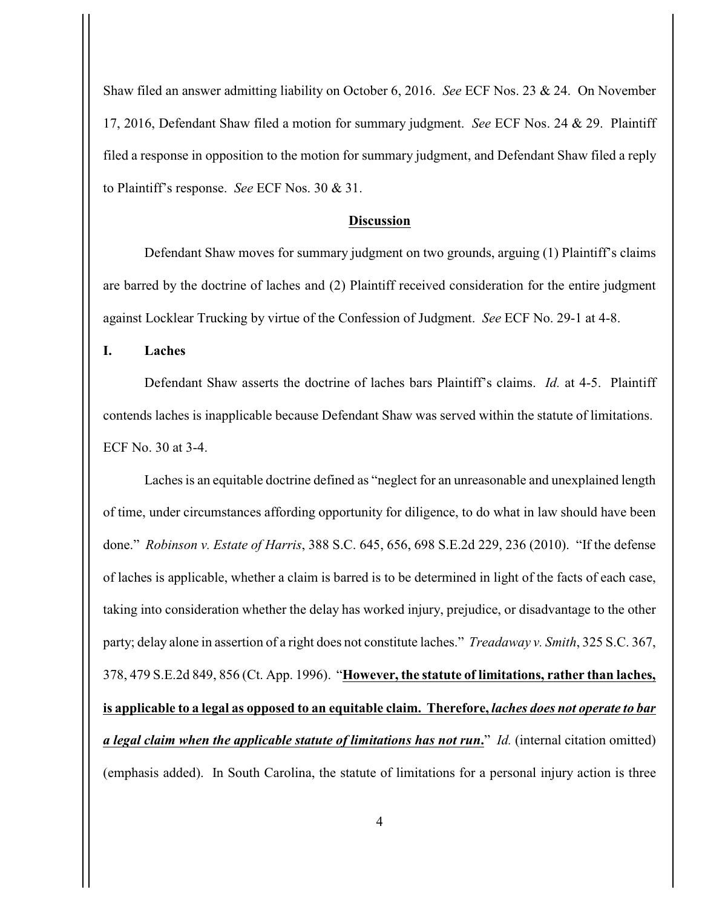Shaw filed an answer admitting liability on October 6, 2016. *See* ECF Nos. 23 & 24. On November 17, 2016, Defendant Shaw filed a motion for summary judgment. *See* ECF Nos. 24 & 29. Plaintiff filed a response in opposition to the motion for summary judgment, and Defendant Shaw filed a reply to Plaintiff's response. *See* ECF Nos. 30 & 31.

## Discussion

Defendant Shaw moves for summary judgment on two grounds, arguing (1) Plaintiff's claims are barred by the doctrine of laches and (2) Plaintiff received consideration for the entire judgment against Locklear Trucking by virtue of the Confession of Judgment. *See* ECF No. 29-1 at 4-8.

### I. Laches

Defendant Shaw asserts the doctrine of laches bars Plaintiff's claims. *Id.* at 4-5. Plaintiff contends laches is inapplicable because Defendant Shaw was served within the statute of limitations. ECF No. 30 at 3-4.

Laches is an equitable doctrine defined as "neglect for an unreasonable and unexplained length of time, under circumstances affording opportunity for diligence, to do what in law should have been done." *Robinson v. Estate of Harris*, 388 S.C. 645, 656, 698 S.E.2d 229, 236 (2010). "If the defense of laches is applicable, whether a claim is barred is to be determined in light of the facts of each case, taking into consideration whether the delay has worked injury, prejudice, or disadvantage to the other party; delay alone in assertion of a right does not constitute laches." *Treadaway v. Smith*, 325 S.C. 367, 378, 479 S.E.2d 849, 856 (Ct. App. 1996). "**<u>However, the statute of limitations, rather than laches, is applicable to a legal as opposed to an equitable claim. Therefore, *laches does not operate to bar a legal claim when the applicable statute of limitations has not run*</u>.**" *Id.* (internal citation omitted) (emphasis added). In South Carolina, the statute of limitations for a personal injury action is three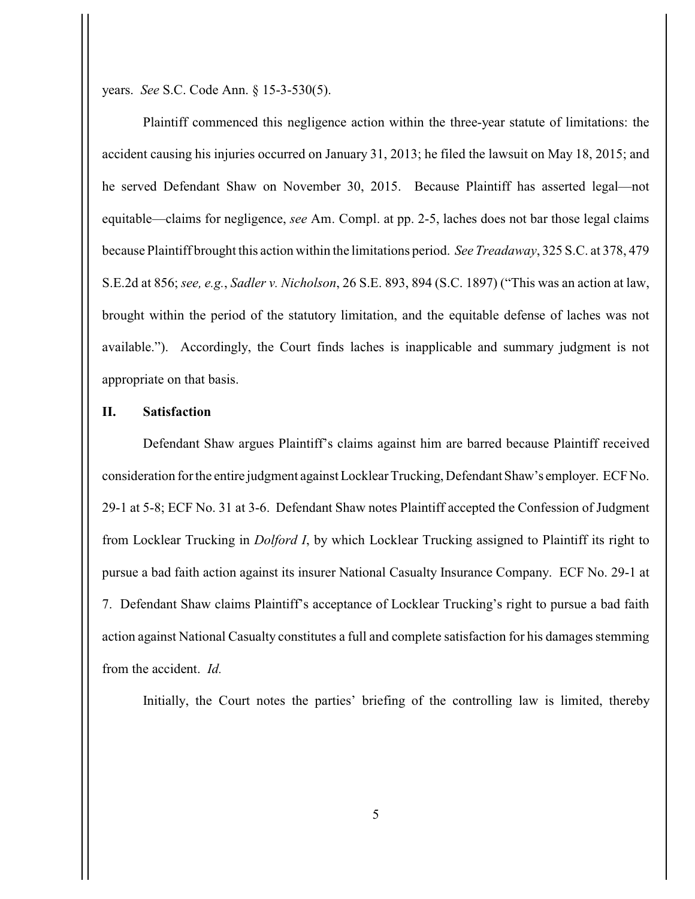years. *See* S.C. Code Ann. § 15-3-530(5).

Plaintiff commenced this negligence action within the three-year statute of limitations: the accident causing his injuries occurred on January 31, 2013; he filed the lawsuit on May 18, 2015; and he served Defendant Shaw on November 30, 2015. Because Plaintiff has asserted legal—not equitable—claims for negligence, *see* Am. Compl. at pp. 2-5, laches does not bar those legal claims because Plaintiff brought this action within the limitations period. *See Treadaway*, 325 S.C. at 378, 479 S.E.2d at 856; *see, e.g.*, *Sadler v. Nicholson*, 26 S.E. 893, 894 (S.C. 1897) ("This was an action at law, brought within the period of the statutory limitation, and the equitable defense of laches was not available."). Accordingly, the Court finds laches is inapplicable and summary judgment is not appropriate on that basis.

## II. Satisfaction

Defendant Shaw argues Plaintiff's claims against him are barred because Plaintiff received consideration for the entire judgment against Locklear Trucking, Defendant Shaw's employer. ECF No. 29-1 at 5-8; ECF No. 31 at 3-6. Defendant Shaw notes Plaintiff accepted the Confession of Judgment from Locklear Trucking in *Dolford I*, by which Locklear Trucking assigned to Plaintiff its right to pursue a bad faith action against its insurer National Casualty Insurance Company. ECF No. 29-1 at 7. Defendant Shaw claims Plaintiff's acceptance of Locklear Trucking's right to pursue a bad faith action against National Casualty constitutes a full and complete satisfaction for his damages stemming from the accident. *Id.*

Initially, the Court notes the parties' briefing of the controlling law is limited, thereby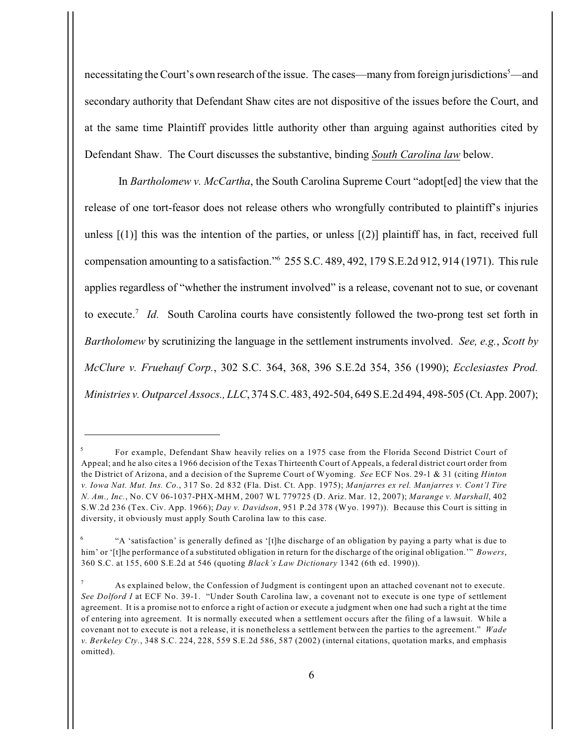necessitating the Court's own research of the issue. The cases—many from foreign jurisdictions[5]—and secondary authority that Defendant Shaw cites are not dispositive of the issues before the Court, and at the same time Plaintiff provides little authority other than arguing against authorities cited by Defendant Shaw. The Court discusses the substantive, binding ***South Carolina law*** below.

In *Bartholomew v. McCartha*, the South Carolina Supreme Court "adopt[ed] the view that the release of one tort-feasor does not release others who wrongfully contributed to plaintiff's injuries unless [(1)] this was the intention of the parties, or unless [(2)] plaintiff has, in fact, received full compensation amounting to a satisfaction."[6] 255 S.C. 489, 492, 179 S.E.2d 912, 914 (1971). This rule applies regardless of "whether the instrument involved" is a release, covenant not to sue, or covenant to execute.[7] *Id.* South Carolina courts have consistently followed the two-prong test set forth in *Bartholomew* by scrutinizing the language in the settlement instruments involved. *See, e.g.*, *Scott by McClure v. Fruehauf Corp.*, 302 S.C. 364, 368, 396 S.E.2d 354, 356 (1990); *Ecclesiastes Prod. Ministries v. Outparcel Assocs., LLC*, 374 S.C. 483, 492-504, 649 S.E.2d 494, 498-505 (Ct. App. 2007);

---

[5] For example, Defendant Shaw heavily relies on a 1975 case from the Florida Second District Court of Appeal; and he also cites a 1966 decision of the Texas Thirteenth Court of Appeals, a federal district court order from the District of Arizona, and a decision of the Supreme Court of Wyoming. *See* ECF Nos. 29-1 & 31 (citing *Hinton v. Iowa Nat. Mut. Ins. Co.*, 317 So. 2d 832 (Fla. Dist. Ct. App. 1975); *Manjarres ex rel. Manjarres v. Cont'l Tire N. Am., Inc.*, No. CV 06-1037-PHX-MHM, 2007 WL 779725 (D. Ariz. Mar. 12, 2007); *Marange v. Marshall*, 402 S.W.2d 236 (Tex. Civ. App. 1966); *Day v. Davidson*, 951 P.2d 378 (Wyo. 1997)). Because this Court is sitting in diversity, it obviously must apply South Carolina law to this case.

[6] "A 'satisfaction' is generally defined as '[t]he discharge of an obligation by paying a party what is due to him' or '[t]he performance of a substituted obligation in return for the discharge of the original obligation.'" *Bowers*, 360 S.C. at 155, 600 S.E.2d at 546 (quoting *Black's Law Dictionary* 1342 (6th ed. 1990)).

[7] As explained below, the Confession of Judgment is contingent upon an attached covenant not to execute. *See Dolford I* at ECF No. 39-1. "Under South Carolina law, a covenant not to execute is one type of settlement agreement. It is a promise not to enforce a right of action or execute a judgment when one had such a right at the time of entering into agreement. It is normally executed when a settlement occurs after the filing of a lawsuit. While a covenant not to execute is not a release, it is nonetheless a settlement between the parties to the agreement." *Wade v. Berkeley Cty.*, 348 S.C. 224, 228, 559 S.E.2d 586, 587 (2002) (internal citations, quotation marks, and emphasis omitted).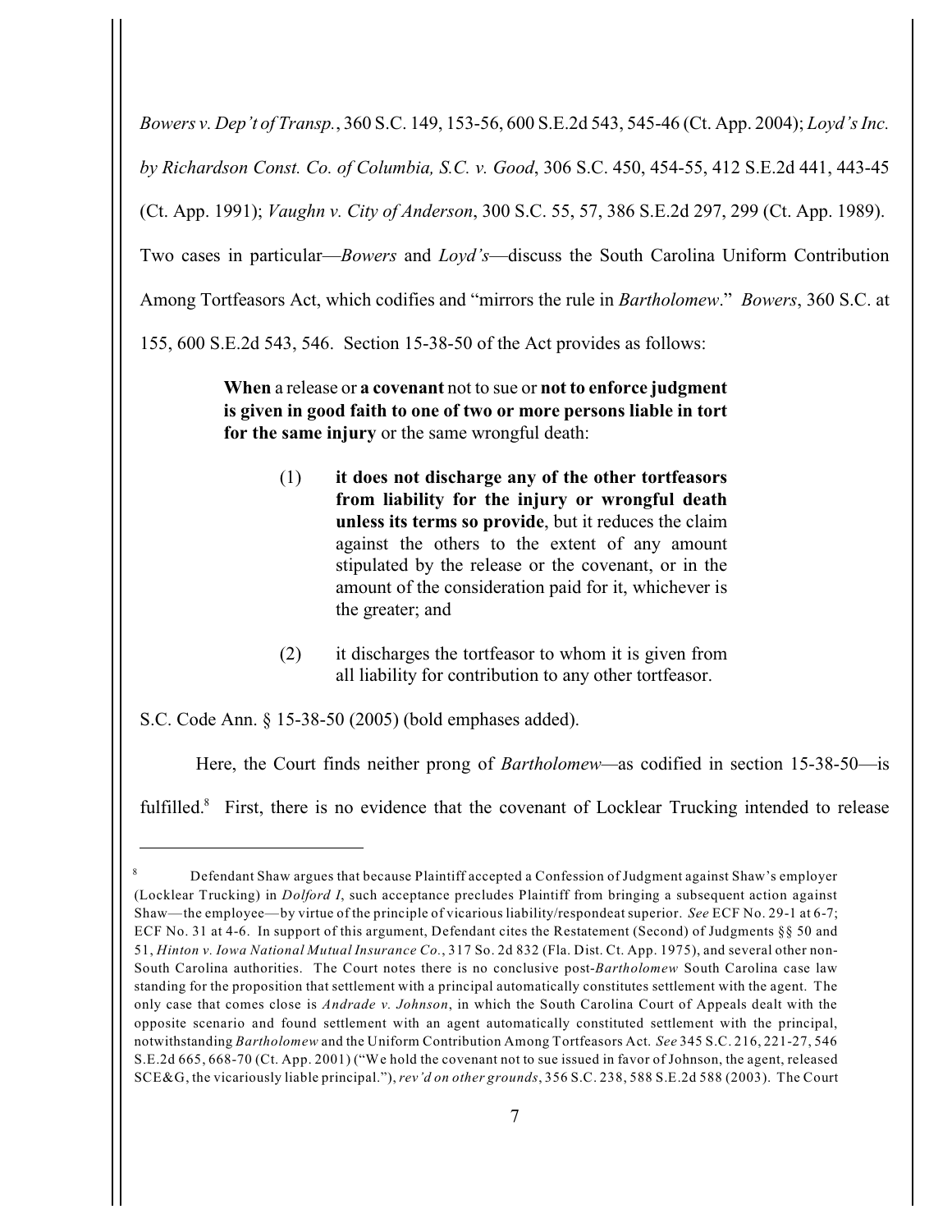*Bowers v. Dep't of Transp.*, 360 S.C. 149, 153-56, 600 S.E.2d 543, 545-46 (Ct. App. 2004); *Loyd's Inc. by Richardson Const. Co. of Columbia, S.C. v. Good*, 306 S.C. 450, 454-55, 412 S.E.2d 441, 443-45 (Ct. App. 1991); *Vaughn v. City of Anderson*, 300 S.C. 55, 57, 386 S.E.2d 297, 299 (Ct. App. 1989). Two cases in particular—*Bowers* and *Loyd's*—discuss the South Carolina Uniform Contribution Among Tortfeasors Act, which codifies and "mirrors the rule in *Bartholomew*." *Bowers*, 360 S.C. at 155, 600 S.E.2d 543, 546. Section 15-38-50 of the Act provides as follows:

> **When** a release or **a covenant** not to sue or **not to enforce judgment is given in good faith to one of two or more persons liable in tort for the same injury** or the same wrongful death:
>
> (1) **it does not discharge any of the other tortfeasors from liability for the injury or wrongful death unless its terms so provide**, but it reduces the claim against the others to the extent of any amount stipulated by the release or the covenant, or in the amount of the consideration paid for it, whichever is the greater; and
>
> (2) it discharges the tortfeasor to whom it is given from all liability for contribution to any other tortfeasor.

S.C. Code Ann. § 15-38-50 (2005) (bold emphases added).

Here, the Court finds neither prong of *Bartholomew*—as codified in section 15-38-50—is fulfilled.[8] First, there is no evidence that the covenant of Locklear Trucking intended to release

---

[8] Defendant Shaw argues that because Plaintiff accepted a Confession of Judgment against Shaw's employer (Locklear Trucking) in *Dolford I*, such acceptance precludes Plaintiff from bringing a subsequent action against Shaw—the employee—by virtue of the principle of vicarious liability/respondeat superior. *See* ECF No. 29-1 at 6-7; ECF No. 31 at 4-6. In support of this argument, Defendant cites the Restatement (Second) of Judgments §§ 50 and 51, *Hinton v. Iowa National Mutual Insurance Co.*, 317 So. 2d 832 (Fla. Dist. Ct. App. 1975), and several other non-South Carolina authorities. The Court notes there is no conclusive post-*Bartholomew* South Carolina case law standing for the proposition that settlement with a principal automatically constitutes settlement with the agent. The only case that comes close is *Andrade v. Johnson*, in which the South Carolina Court of Appeals dealt with the opposite scenario and found settlement with an agent automatically constituted settlement with the principal, notwithstanding *Bartholomew* and the Uniform Contribution Among Tortfeasors Act. *See* 345 S.C. 216, 221-27, 546 S.E.2d 665, 668-70 (Ct. App. 2001) ("We hold the covenant not to sue issued in favor of Johnson, the agent, released SCE&G, the vicariously liable principal."), *rev'd on other grounds*, 356 S.C. 238, 588 S.E.2d 588 (2003). The Court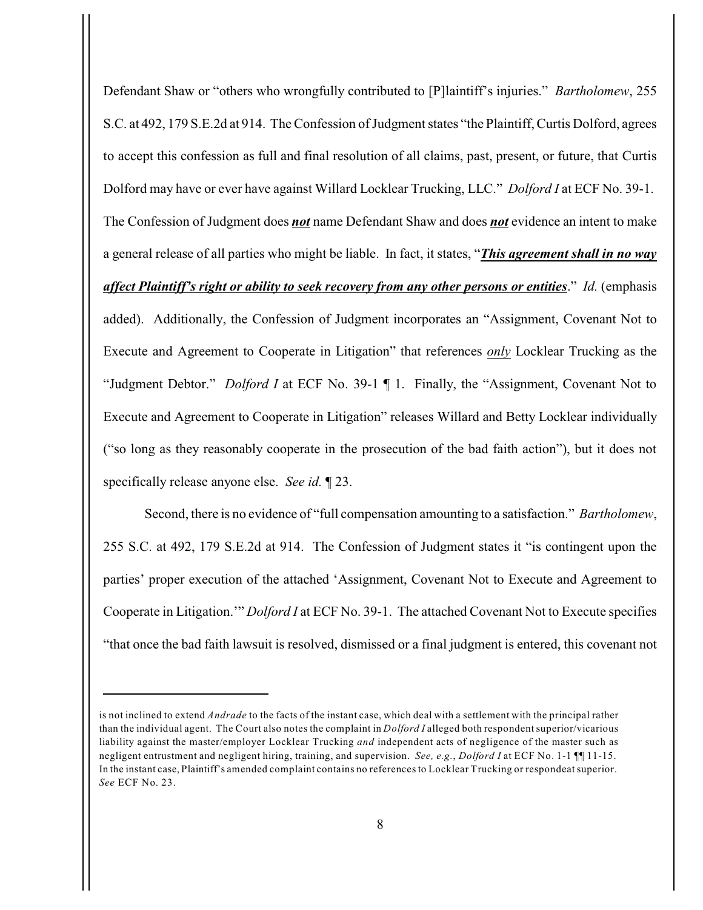Defendant Shaw or "others who wrongfully contributed to [P]laintiff's injuries." *Bartholomew*, 255 S.C. at 492, 179 S.E.2d at 914. The Confession of Judgment states "the Plaintiff, Curtis Dolford, agrees to accept this confession as full and final resolution of all claims, past, present, or future, that Curtis Dolford may have or ever have against Willard Locklear Trucking, LLC." *Dolford I* at ECF No. 39-1. The Confession of Judgment does ***not*** name Defendant Shaw and does ***not*** evidence an intent to make a general release of all parties who might be liable. In fact, it states, "***This agreement shall in no way affect Plaintiff's right or ability to seek recovery from any other persons or entities***." *Id.* (emphasis added). Additionally, the Confession of Judgment incorporates an "Assignment, Covenant Not to Execute and Agreement to Cooperate in Litigation" that references *only* Locklear Trucking as the "Judgment Debtor." *Dolford I* at ECF No. 39-1 ¶ 1. Finally, the "Assignment, Covenant Not to Execute and Agreement to Cooperate in Litigation" releases Willard and Betty Locklear individually ("so long as they reasonably cooperate in the prosecution of the bad faith action"), but it does not specifically release anyone else. *See id.* ¶ 23.

Second, there is no evidence of "full compensation amounting to a satisfaction." *Bartholomew*, 255 S.C. at 492, 179 S.E.2d at 914. The Confession of Judgment states it "is contingent upon the parties' proper execution of the attached 'Assignment, Covenant Not to Execute and Agreement to Cooperate in Litigation.'" *Dolford I* at ECF No. 39-1. The attached Covenant Not to Execute specifies "that once the bad faith lawsuit is resolved, dismissed or a final judgment is entered, this covenant not

---

is not inclined to extend *Andrade* to the facts of the instant case, which deal with a settlement with the principal rather than the individual agent. The Court also notes the complaint in *Dolford I* alleged both respondent superior/vicarious liability against the master/employer Locklear Trucking *and* independent acts of negligence of the master such as negligent entrustment and negligent hiring, training, and supervision. *See, e.g.*, *Dolford I* at ECF No. 1-1 ¶¶ 11-15. In the instant case, Plaintiff's amended complaint contains no references to Locklear Trucking or respondeat superior. *See* ECF No. 23.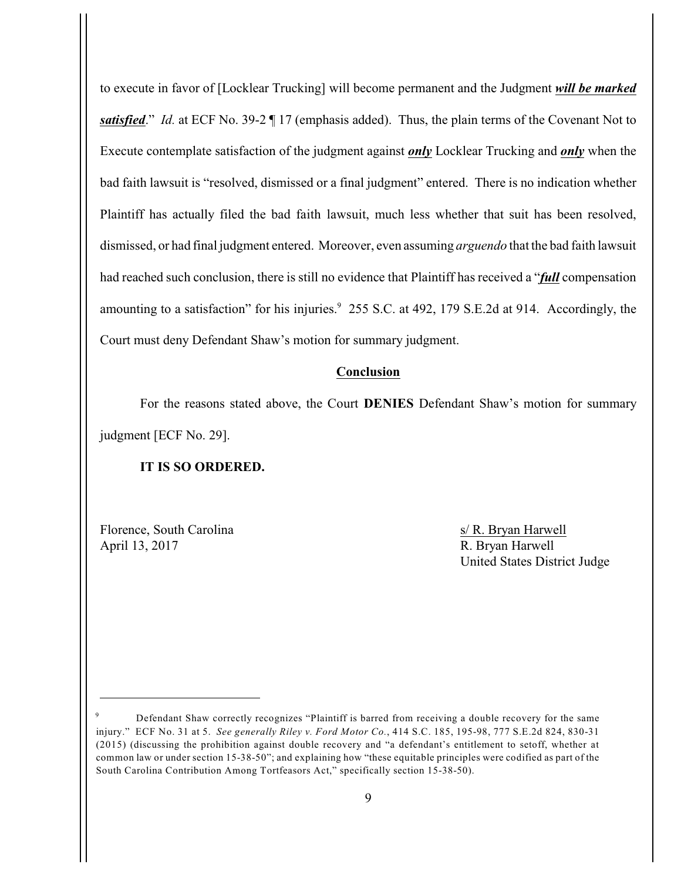to execute in favor of [Locklear Trucking] will become permanent and the Judgment ***will be marked satisfied***." *Id.* at ECF No. 39-2 ¶ 17 (emphasis added). Thus, the plain terms of the Covenant Not to Execute contemplate satisfaction of the judgment against ***only*** Locklear Trucking and ***only*** when the bad faith lawsuit is "resolved, dismissed or a final judgment" entered. There is no indication whether Plaintiff has actually filed the bad faith lawsuit, much less whether that suit has been resolved, dismissed, or had final judgment entered. Moreover, even assuming *arguendo* that the bad faith lawsuit had reached such conclusion, there is still no evidence that Plaintiff has received a "***full*** compensation amounting to a satisfaction" for his injuries.[9] 255 S.C. at 492, 179 S.E.2d at 914. Accordingly, the Court must deny Defendant Shaw's motion for summary judgment.

## Conclusion

For the reasons stated above, the Court **DENIES** Defendant Shaw's motion for summary judgment [ECF No. 29].

**IT IS SO ORDERED.**

Florence, South Carolina
April 13, 2017

s/ R. Bryan Harwell
R. Bryan Harwell
United States District Judge

---

[9] Defendant Shaw correctly recognizes "Plaintiff is barred from receiving a double recovery for the same injury." ECF No. 31 at 5. *See generally Riley v. Ford Motor Co.*, 414 S.C. 185, 195-98, 777 S.E.2d 824, 830-31 (2015) (discussing the prohibition against double recovery and "a defendant's entitlement to setoff, whether at common law or under section 15-38-50"; and explaining how "these equitable principles were codified as part of the South Carolina Contribution Among Tortfeasors Act," specifically section 15-38-50).